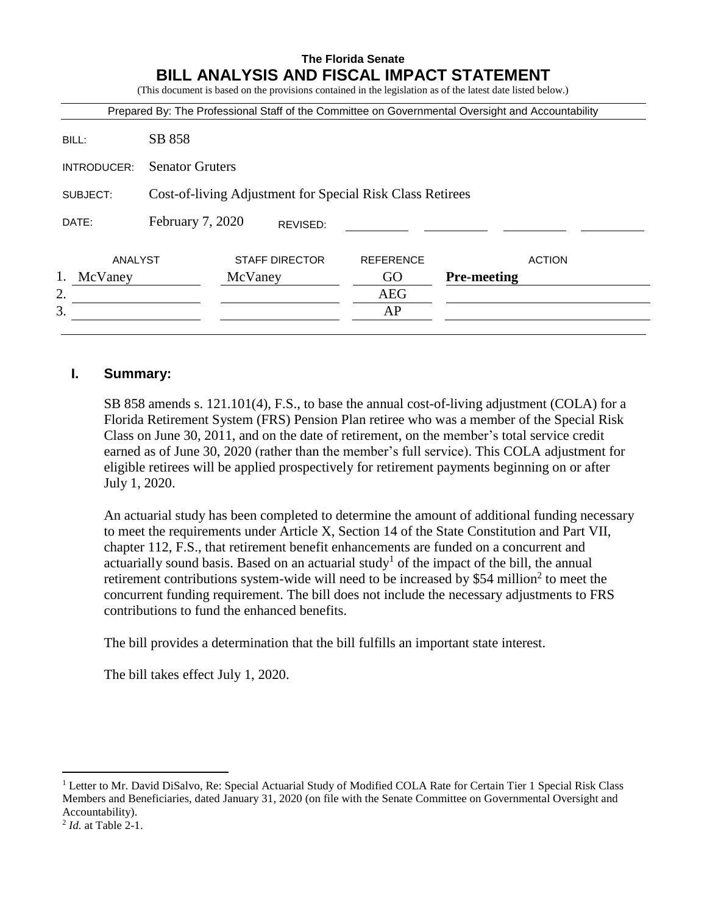**The Florida Senate**

# BILL ANALYSIS AND FISCAL IMPACT STATEMENT

(This document is based on the provisions contained in the legislation as of the latest date listed below.)

Prepared By: The Professional Staff of the Committee on Governmental Oversight and Accountability

| | |
|---|---|
| BILL: | SB 858 |
| INTRODUCER: | Senator Gruters |
| SUBJECT: | Cost-of-living Adjustment for Special Risk Class Retirees |
| DATE: | February 7, 2020 REVISED: |

| | ANALYST | STAFF DIRECTOR | REFERENCE | ACTION |
|---|---|---|---|---|
| 1. | McVaney | McVaney | GO | **Pre-meeting** |
| 2. | | | AEG | |
| 3. | | | AP | |

## I. Summary:

SB 858 amends s. 121.101(4), F.S., to base the annual cost-of-living adjustment (COLA) for a Florida Retirement System (FRS) Pension Plan retiree who was a member of the Special Risk Class on June 30, 2011, and on the date of retirement, on the member's total service credit earned as of June 30, 2020 (rather than the member's full service). This COLA adjustment for eligible retirees will be applied prospectively for retirement payments beginning on or after July 1, 2020.

An actuarial study has been completed to determine the amount of additional funding necessary to meet the requirements under Article X, Section 14 of the State Constitution and Part VII, chapter 112, F.S., that retirement benefit enhancements are funded on a concurrent and actuarially sound basis. Based on an actuarial study[1] of the impact of the bill, the annual retirement contributions system-wide will need to be increased by $54 million[2] to meet the concurrent funding requirement. The bill does not include the necessary adjustments to FRS contributions to fund the enhanced benefits.

The bill provides a determination that the bill fulfills an important state interest.

The bill takes effect July 1, 2020.

---

[1] Letter to Mr. David DiSalvo, Re: Special Actuarial Study of Modified COLA Rate for Certain Tier 1 Special Risk Class Members and Beneficiaries, dated January 31, 2020 (on file with the Senate Committee on Governmental Oversight and Accountability).

[2] *Id.* at Table 2-1.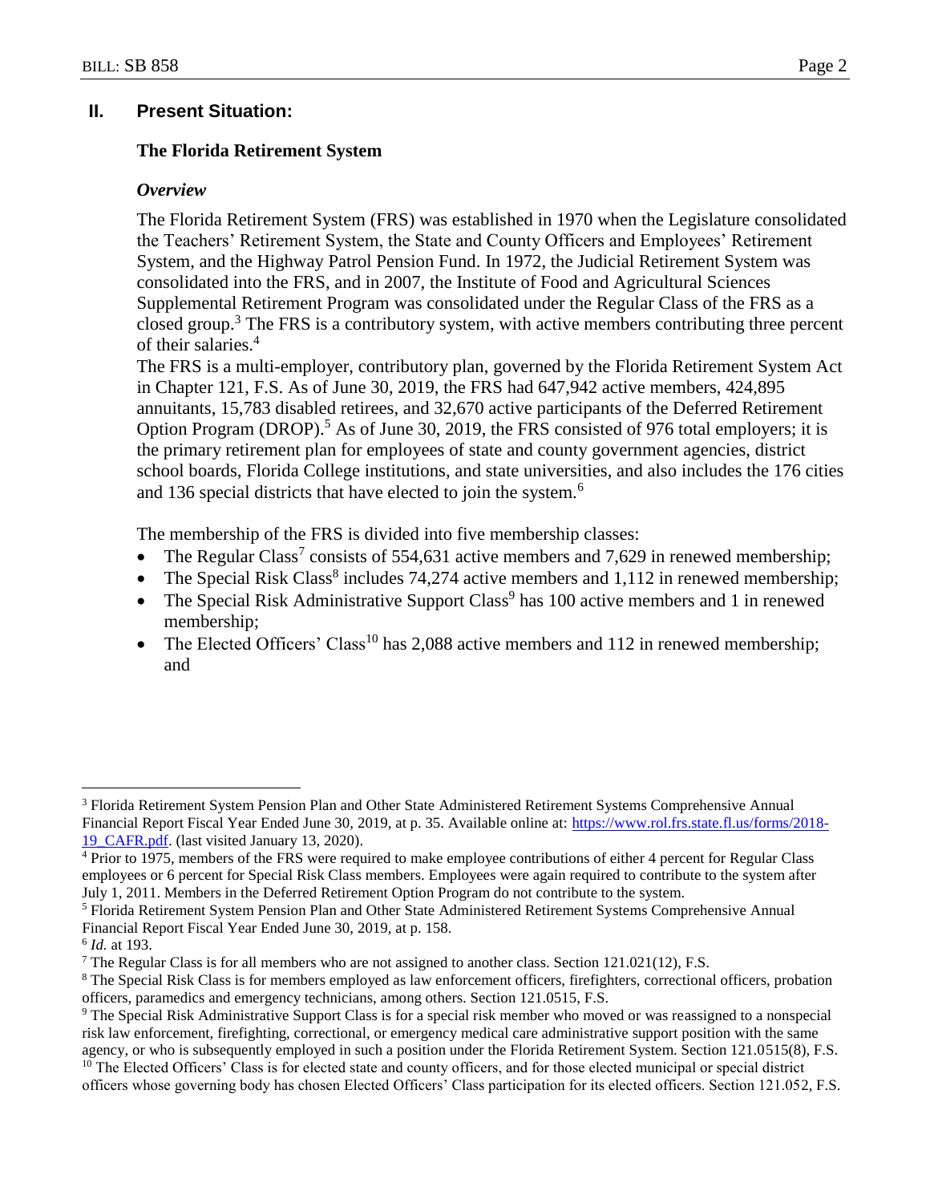## II. Present Situation:

### The Florida Retirement System

#### *Overview*

The Florida Retirement System (FRS) was established in 1970 when the Legislature consolidated the Teachers' Retirement System, the State and County Officers and Employees' Retirement System, and the Highway Patrol Pension Fund. In 1972, the Judicial Retirement System was consolidated into the FRS, and in 2007, the Institute of Food and Agricultural Sciences Supplemental Retirement Program was consolidated under the Regular Class of the FRS as a closed group.[3] The FRS is a contributory system, with active members contributing three percent of their salaries.[4]

The FRS is a multi-employer, contributory plan, governed by the Florida Retirement System Act in Chapter 121, F.S. As of June 30, 2019, the FRS had 647,942 active members, 424,895 annuitants, 15,783 disabled retirees, and 32,670 active participants of the Deferred Retirement Option Program (DROP).[5] As of June 30, 2019, the FRS consisted of 976 total employers; it is the primary retirement plan for employees of state and county government agencies, district school boards, Florida College institutions, and state universities, and also includes the 176 cities and 136 special districts that have elected to join the system.[6]

The membership of the FRS is divided into five membership classes:

- The Regular Class[7] consists of 554,631 active members and 7,629 in renewed membership;
- The Special Risk Class[8] includes 74,274 active members and 1,112 in renewed membership;
- The Special Risk Administrative Support Class[9] has 100 active members and 1 in renewed membership;
- The Elected Officers' Class[10] has 2,088 active members and 112 in renewed membership; and

---

[3] Florida Retirement System Pension Plan and Other State Administered Retirement Systems Comprehensive Annual Financial Report Fiscal Year Ended June 30, 2019, at p. 35. Available online at: [https://www.rol.frs.state.fl.us/forms/2018-19_CAFR.pdf](https://www.rol.frs.state.fl.us/forms/2018-19_CAFR.pdf). (last visited January 13, 2020).

[4] Prior to 1975, members of the FRS were required to make employee contributions of either 4 percent for Regular Class employees or 6 percent for Special Risk Class members. Employees were again required to contribute to the system after July 1, 2011. Members in the Deferred Retirement Option Program do not contribute to the system.

[5] Florida Retirement System Pension Plan and Other State Administered Retirement Systems Comprehensive Annual Financial Report Fiscal Year Ended June 30, 2019, at p. 158.

[6] *Id.* at 193.

[7] The Regular Class is for all members who are not assigned to another class. Section 121.021(12), F.S.

[8] The Special Risk Class is for members employed as law enforcement officers, firefighters, correctional officers, probation officers, paramedics and emergency technicians, among others. Section 121.0515, F.S.

[9] The Special Risk Administrative Support Class is for a special risk member who moved or was reassigned to a nonspecial risk law enforcement, firefighting, correctional, or emergency medical care administrative support position with the same agency, or who is subsequently employed in such a position under the Florida Retirement System. Section 121.0515(8), F.S.

[10] The Elected Officers' Class is for elected state and county officers, and for those elected municipal or special district officers whose governing body has chosen Elected Officers' Class participation for its elected officers. Section 121.052, F.S.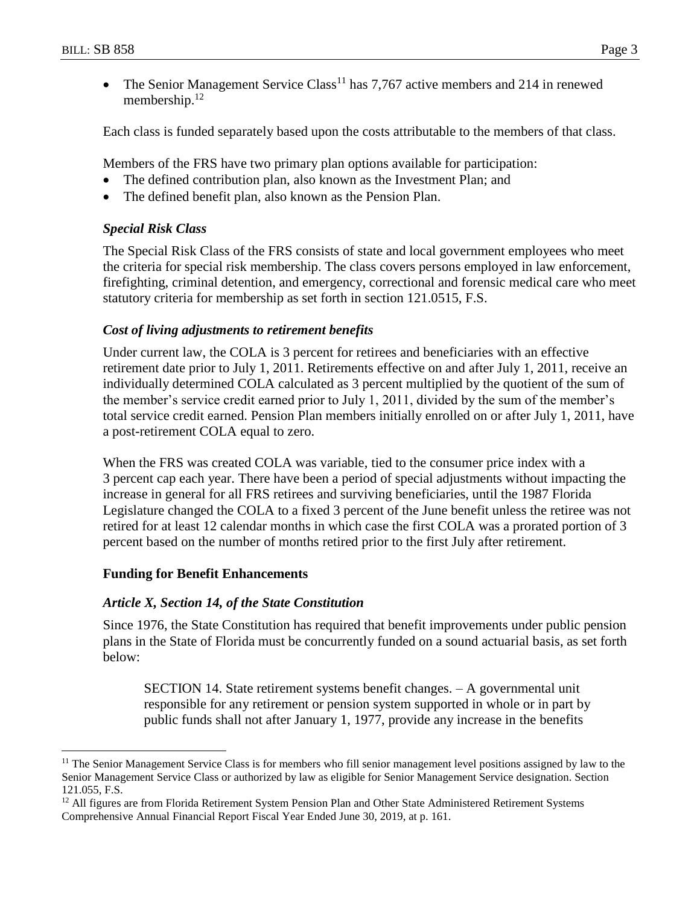- The Senior Management Service Class[11] has 7,767 active members and 214 in renewed membership.[12]

Each class is funded separately based upon the costs attributable to the members of that class.

Members of the FRS have two primary plan options available for participation:

- The defined contribution plan, also known as the Investment Plan; and
- The defined benefit plan, also known as the Pension Plan.

### *Special Risk Class*

The Special Risk Class of the FRS consists of state and local government employees who meet the criteria for special risk membership. The class covers persons employed in law enforcement, firefighting, criminal detention, and emergency, correctional and forensic medical care who meet statutory criteria for membership as set forth in section 121.0515, F.S.

### *Cost of living adjustments to retirement benefits*

Under current law, the COLA is 3 percent for retirees and beneficiaries with an effective retirement date prior to July 1, 2011. Retirements effective on and after July 1, 2011, receive an individually determined COLA calculated as 3 percent multiplied by the quotient of the sum of the member's service credit earned prior to July 1, 2011, divided by the sum of the member's total service credit earned. Pension Plan members initially enrolled on or after July 1, 2011, have a post-retirement COLA equal to zero.

When the FRS was created COLA was variable, tied to the consumer price index with a 3 percent cap each year. There have been a period of special adjustments without impacting the increase in general for all FRS retirees and surviving beneficiaries, until the 1987 Florida Legislature changed the COLA to a fixed 3 percent of the June benefit unless the retiree was not retired for at least 12 calendar months in which case the first COLA was a prorated portion of 3 percent based on the number of months retired prior to the first July after retirement.

## **Funding for Benefit Enhancements**

### *Article X, Section 14, of the State Constitution*

Since 1976, the State Constitution has required that benefit improvements under public pension plans in the State of Florida must be concurrently funded on a sound actuarial basis, as set forth below:

> SECTION 14. State retirement systems benefit changes. – A governmental unit responsible for any retirement or pension system supported in whole or in part by public funds shall not after January 1, 1977, provide any increase in the benefits

---

[11] The Senior Management Service Class is for members who fill senior management level positions assigned by law to the Senior Management Service Class or authorized by law as eligible for Senior Management Service designation. Section 121.055, F.S.

[12] All figures are from Florida Retirement System Pension Plan and Other State Administered Retirement Systems Comprehensive Annual Financial Report Fiscal Year Ended June 30, 2019, at p. 161.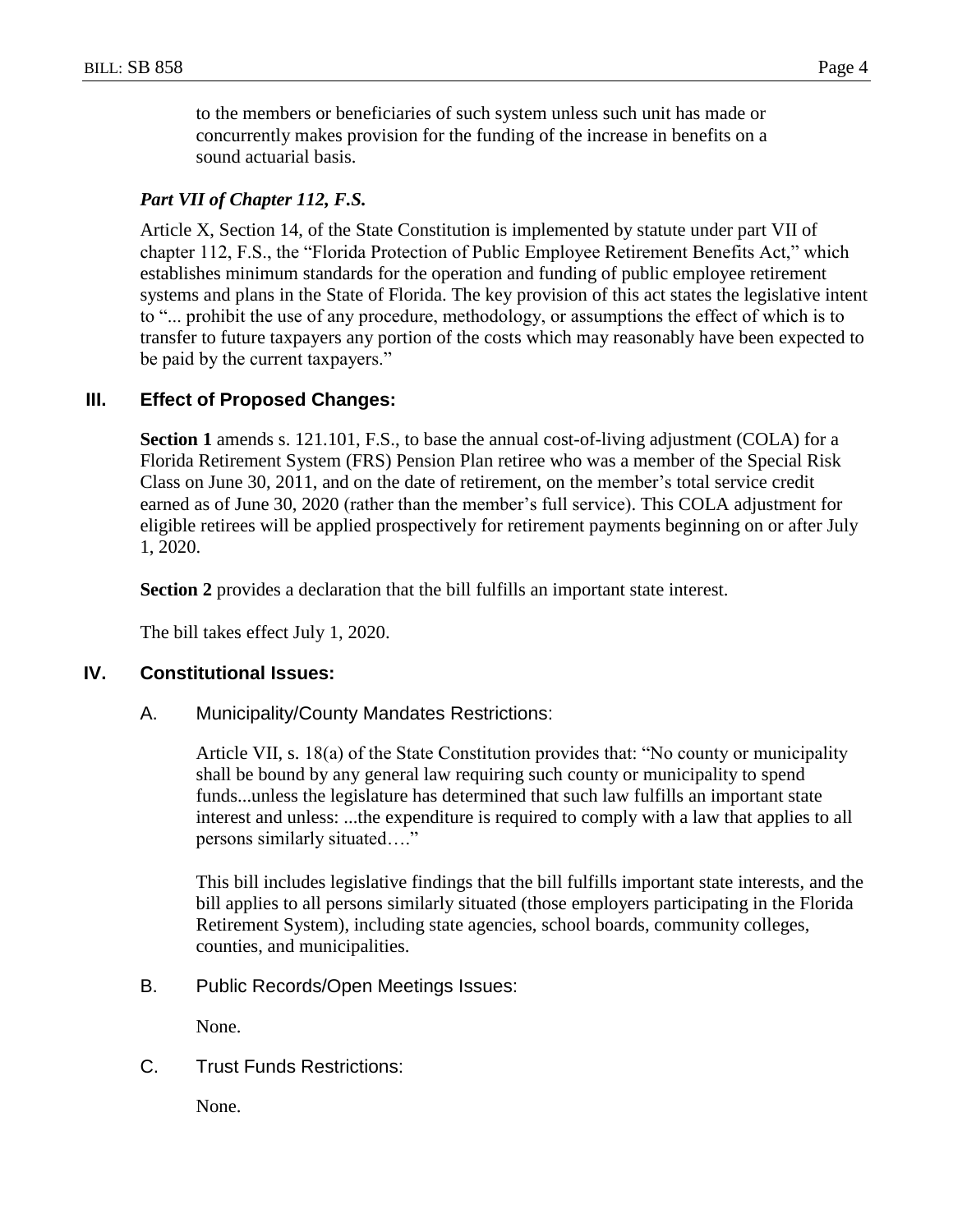to the members or beneficiaries of such system unless such unit has made or concurrently makes provision for the funding of the increase in benefits on a sound actuarial basis.

#### *Part VII of Chapter 112, F.S.*

Article X, Section 14, of the State Constitution is implemented by statute under part VII of chapter 112, F.S., the "Florida Protection of Public Employee Retirement Benefits Act," which establishes minimum standards for the operation and funding of public employee retirement systems and plans in the State of Florida. The key provision of this act states the legislative intent to "... prohibit the use of any procedure, methodology, or assumptions the effect of which is to transfer to future taxpayers any portion of the costs which may reasonably have been expected to be paid by the current taxpayers."

## III. Effect of Proposed Changes:

**Section 1** amends s. 121.101, F.S., to base the annual cost-of-living adjustment (COLA) for a Florida Retirement System (FRS) Pension Plan retiree who was a member of the Special Risk Class on June 30, 2011, and on the date of retirement, on the member's total service credit earned as of June 30, 2020 (rather than the member's full service). This COLA adjustment for eligible retirees will be applied prospectively for retirement payments beginning on or after July 1, 2020.

**Section 2** provides a declaration that the bill fulfills an important state interest.

The bill takes effect July 1, 2020.

## IV. Constitutional Issues:

### A. Municipality/County Mandates Restrictions:

Article VII, s. 18(a) of the State Constitution provides that: "No county or municipality shall be bound by any general law requiring such county or municipality to spend funds...unless the legislature has determined that such law fulfills an important state interest and unless: ...the expenditure is required to comply with a law that applies to all persons similarly situated…."

This bill includes legislative findings that the bill fulfills important state interests, and the bill applies to all persons similarly situated (those employers participating in the Florida Retirement System), including state agencies, school boards, community colleges, counties, and municipalities.

### B. Public Records/Open Meetings Issues:

None.

### C. Trust Funds Restrictions:

None.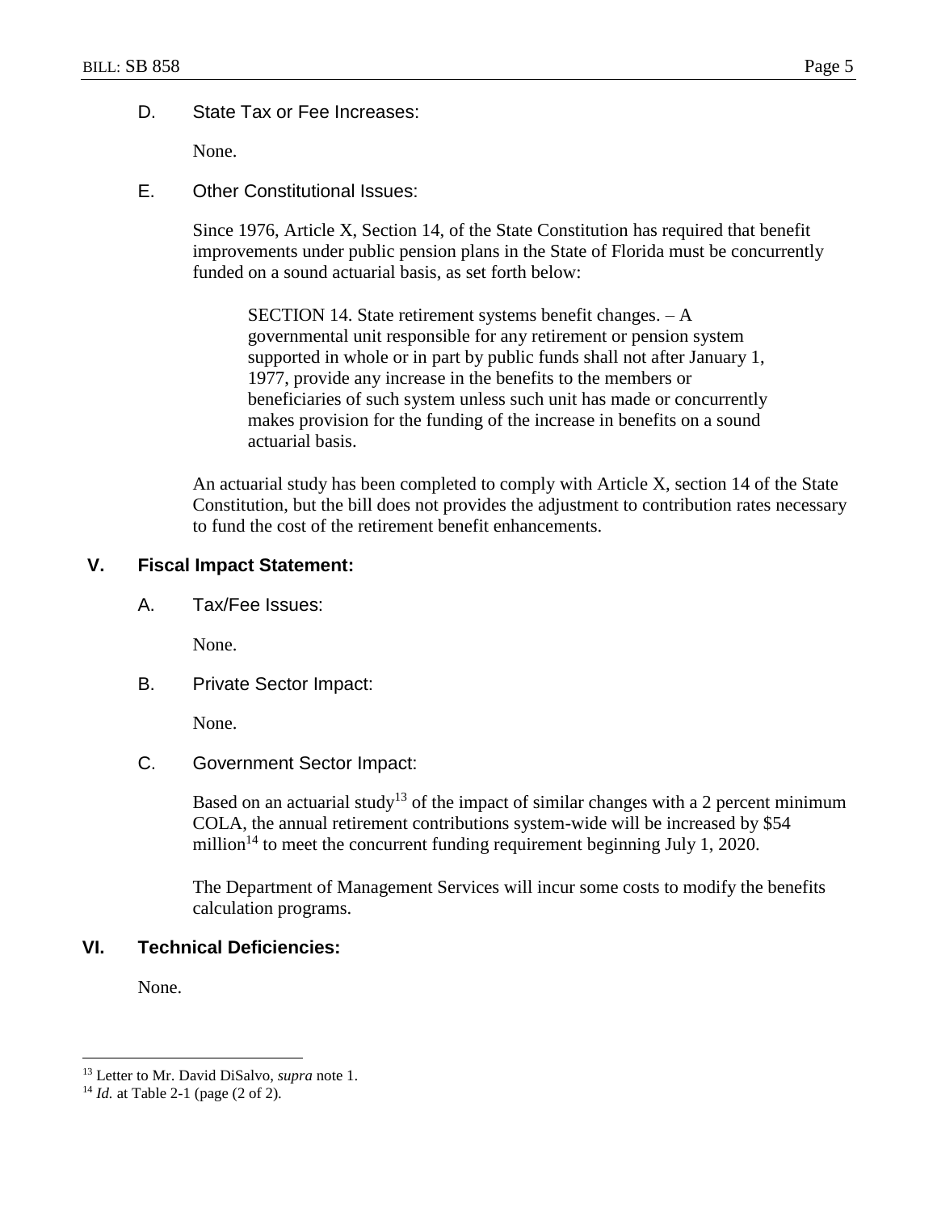D. State Tax or Fee Increases:

None.

E. Other Constitutional Issues:

Since 1976, Article X, Section 14, of the State Constitution has required that benefit improvements under public pension plans in the State of Florida must be concurrently funded on a sound actuarial basis, as set forth below:

> SECTION 14. State retirement systems benefit changes. – A governmental unit responsible for any retirement or pension system supported in whole or in part by public funds shall not after January 1, 1977, provide any increase in the benefits to the members or beneficiaries of such system unless such unit has made or concurrently makes provision for the funding of the increase in benefits on a sound actuarial basis.

An actuarial study has been completed to comply with Article X, section 14 of the State Constitution, but the bill does not provides the adjustment to contribution rates necessary to fund the cost of the retirement benefit enhancements.

## V. Fiscal Impact Statement:

A. Tax/Fee Issues:

None.

B. Private Sector Impact:

None.

C. Government Sector Impact:

Based on an actuarial study[13] of the impact of similar changes with a 2 percent minimum COLA, the annual retirement contributions system-wide will be increased by $54 million[14] to meet the concurrent funding requirement beginning July 1, 2020.

The Department of Management Services will incur some costs to modify the benefits calculation programs.

## VI. Technical Deficiencies:

None.

---

[13] Letter to Mr. David DiSalvo, *supra* note 1.

[14] *Id.* at Table 2-1 (page (2 of 2).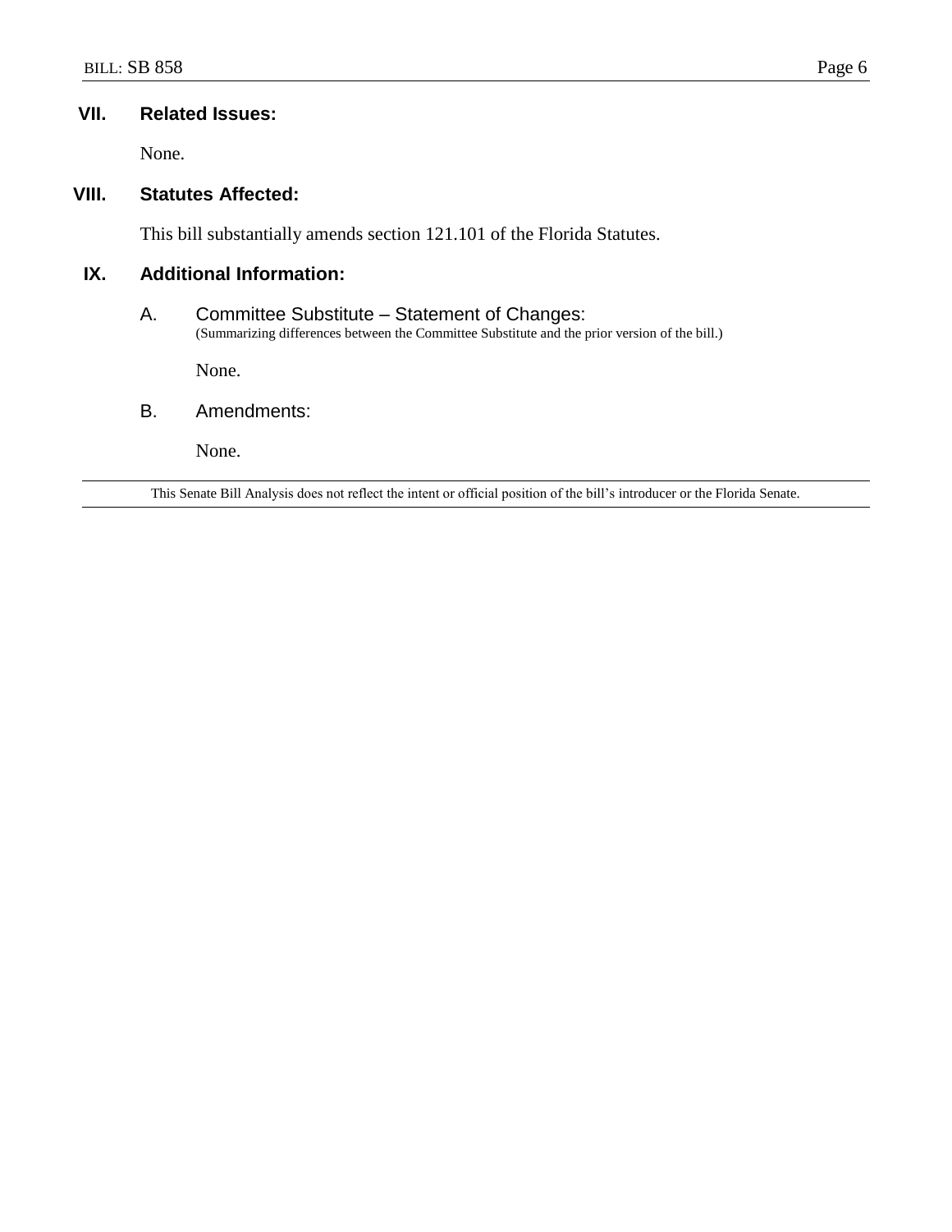## VII. Related Issues:

None.

## VIII. Statutes Affected:

This bill substantially amends section 121.101 of the Florida Statutes.

## IX. Additional Information:

### A. Committee Substitute – Statement of Changes:

(Summarizing differences between the Committee Substitute and the prior version of the bill.)

None.

### B. Amendments:

None.

---

This Senate Bill Analysis does not reflect the intent or official position of the bill's introducer or the Florida Senate.

---